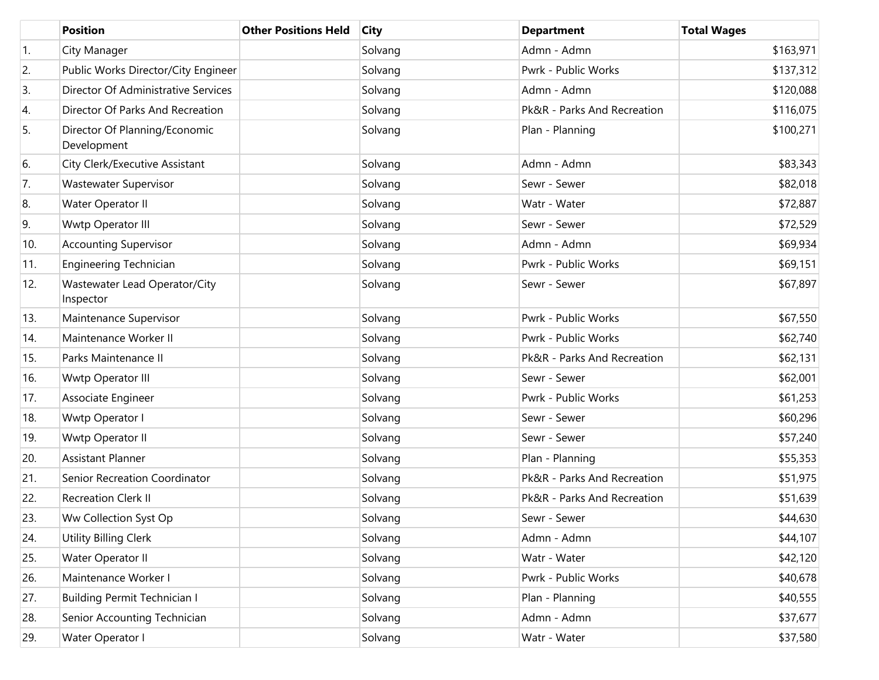| | Position | Other Positions Held | City | Department | Total Wages |
|---|---|---|---|---|---|
| 1. | City Manager | | Solvang | Admn - Admn | $163,971 |
| 2. | Public Works Director/City Engineer | | Solvang | Pwrk - Public Works | $137,312 |
| 3. | Director Of Administrative Services | | Solvang | Admn - Admn | $120,088 |
| 4. | Director Of Parks And Recreation | | Solvang | Pk&R - Parks And Recreation | $116,075 |
| 5. | Director Of Planning/Economic Development | | Solvang | Plan - Planning | $100,271 |
| 6. | City Clerk/Executive Assistant | | Solvang | Admn - Admn | $83,343 |
| 7. | Wastewater Supervisor | | Solvang | Sewr - Sewer | $82,018 |
| 8. | Water Operator II | | Solvang | Watr - Water | $72,887 |
| 9. | Wwtp Operator III | | Solvang | Sewr - Sewer | $72,529 |
| 10. | Accounting Supervisor | | Solvang | Admn - Admn | $69,934 |
| 11. | Engineering Technician | | Solvang | Pwrk - Public Works | $69,151 |
| 12. | Wastewater Lead Operator/City Inspector | | Solvang | Sewr - Sewer | $67,897 |
| 13. | Maintenance Supervisor | | Solvang | Pwrk - Public Works | $67,550 |
| 14. | Maintenance Worker II | | Solvang | Pwrk - Public Works | $62,740 |
| 15. | Parks Maintenance II | | Solvang | Pk&R - Parks And Recreation | $62,131 |
| 16. | Wwtp Operator III | | Solvang | Sewr - Sewer | $62,001 |
| 17. | Associate Engineer | | Solvang | Pwrk - Public Works | $61,253 |
| 18. | Wwtp Operator I | | Solvang | Sewr - Sewer | $60,296 |
| 19. | Wwtp Operator II | | Solvang | Sewr - Sewer | $57,240 |
| 20. | Assistant Planner | | Solvang | Plan - Planning | $55,353 |
| 21. | Senior Recreation Coordinator | | Solvang | Pk&R - Parks And Recreation | $51,975 |
| 22. | Recreation Clerk II | | Solvang | Pk&R - Parks And Recreation | $51,639 |
| 23. | Ww Collection Syst Op | | Solvang | Sewr - Sewer | $44,630 |
| 24. | Utility Billing Clerk | | Solvang | Admn - Admn | $44,107 |
| 25. | Water Operator II | | Solvang | Watr - Water | $42,120 |
| 26. | Maintenance Worker I | | Solvang | Pwrk - Public Works | $40,678 |
| 27. | Building Permit Technician I | | Solvang | Plan - Planning | $40,555 |
| 28. | Senior Accounting Technician | | Solvang | Admn - Admn | $37,677 |
| 29. | Water Operator I | | Solvang | Watr - Water | $37,580 |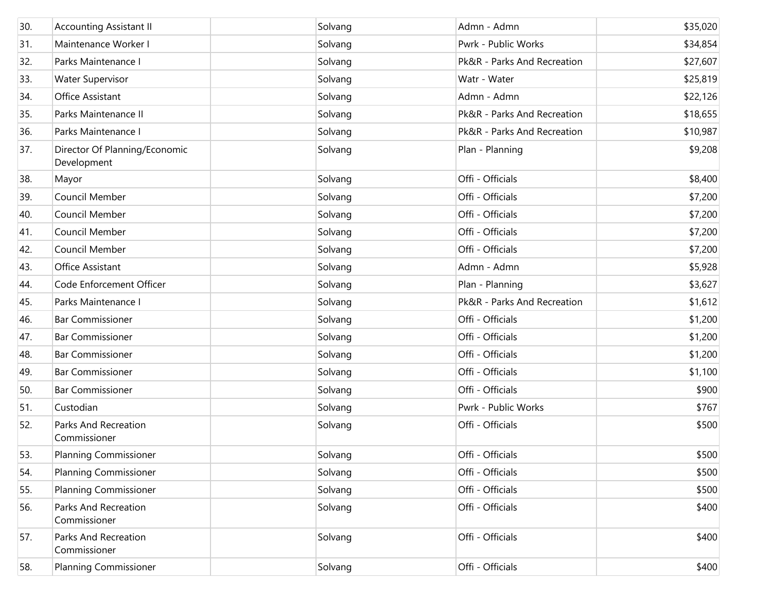| | | | | | |
|---|---|---|---|---|---|
| 30. | Accounting Assistant II | | Solvang | Admn - Admn | $35,020 |
| 31. | Maintenance Worker I | | Solvang | Pwrk - Public Works | $34,854 |
| 32. | Parks Maintenance I | | Solvang | Pk&R - Parks And Recreation | $27,607 |
| 33. | Water Supervisor | | Solvang | Watr - Water | $25,819 |
| 34. | Office Assistant | | Solvang | Admn - Admn | $22,126 |
| 35. | Parks Maintenance II | | Solvang | Pk&R - Parks And Recreation | $18,655 |
| 36. | Parks Maintenance I | | Solvang | Pk&R - Parks And Recreation | $10,987 |
| 37. | Director Of Planning/Economic Development | | Solvang | Plan - Planning | $9,208 |
| 38. | Mayor | | Solvang | Offi - Officials | $8,400 |
| 39. | Council Member | | Solvang | Offi - Officials | $7,200 |
| 40. | Council Member | | Solvang | Offi - Officials | $7,200 |
| 41. | Council Member | | Solvang | Offi - Officials | $7,200 |
| 42. | Council Member | | Solvang | Offi - Officials | $7,200 |
| 43. | Office Assistant | | Solvang | Admn - Admn | $5,928 |
| 44. | Code Enforcement Officer | | Solvang | Plan - Planning | $3,627 |
| 45. | Parks Maintenance I | | Solvang | Pk&R - Parks And Recreation | $1,612 |
| 46. | Bar Commissioner | | Solvang | Offi - Officials | $1,200 |
| 47. | Bar Commissioner | | Solvang | Offi - Officials | $1,200 |
| 48. | Bar Commissioner | | Solvang | Offi - Officials | $1,200 |
| 49. | Bar Commissioner | | Solvang | Offi - Officials | $1,100 |
| 50. | Bar Commissioner | | Solvang | Offi - Officials | $900 |
| 51. | Custodian | | Solvang | Pwrk - Public Works | $767 |
| 52. | Parks And Recreation Commissioner | | Solvang | Offi - Officials | $500 |
| 53. | Planning Commissioner | | Solvang | Offi - Officials | $500 |
| 54. | Planning Commissioner | | Solvang | Offi - Officials | $500 |
| 55. | Planning Commissioner | | Solvang | Offi - Officials | $500 |
| 56. | Parks And Recreation Commissioner | | Solvang | Offi - Officials | $400 |
| 57. | Parks And Recreation Commissioner | | Solvang | Offi - Officials | $400 |
| 58. | Planning Commissioner | | Solvang | Offi - Officials | $400 |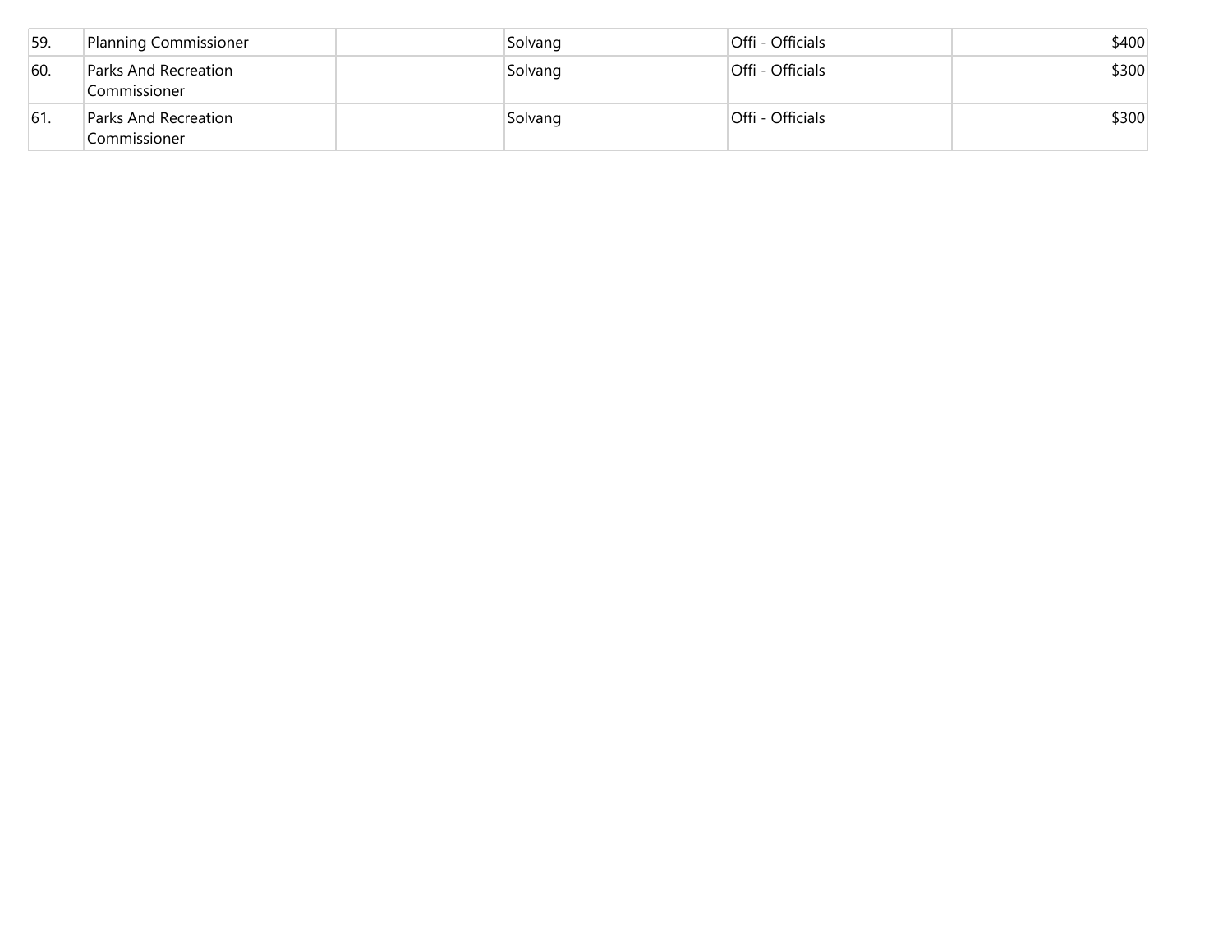| | | | | | |
|---|---|---|---|---|---|
| 59. | Planning Commissioner | | Solvang | Offi - Officials | $400 |
| 60. | Parks And Recreation Commissioner | | Solvang | Offi - Officials | $300 |
| 61. | Parks And Recreation Commissioner | | Solvang | Offi - Officials | $300 |